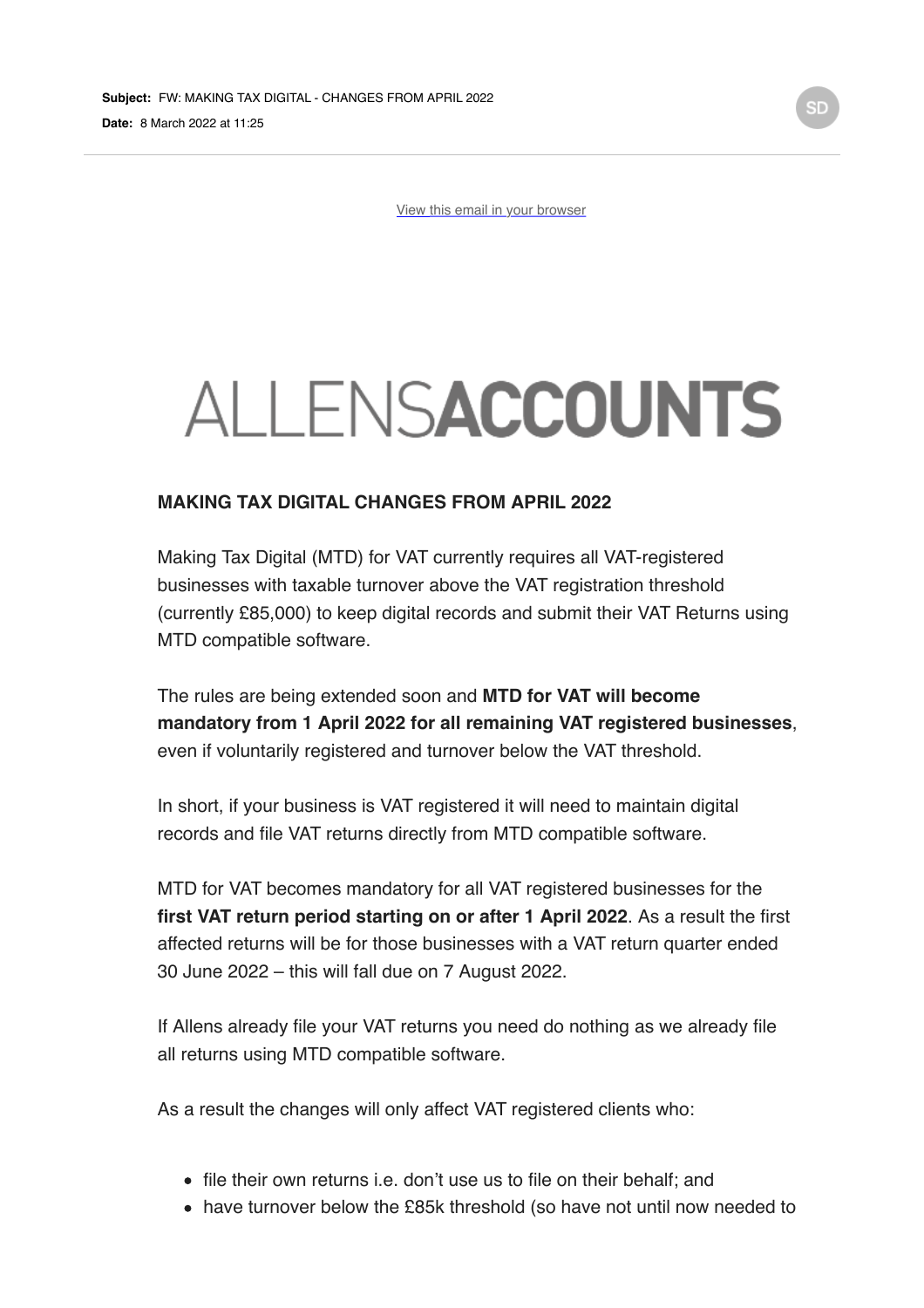**Subject:** FW: MAKING TAX DIGITAL - CHANGES FROM APRIL 2022

**Date:** 8 March 2022 at 11:25

SD

View this email in your browser

# ALLENSACCOUNTS

**MAKING TAX DIGITAL CHANGES FROM APRIL 2022**

Making Tax Digital (MTD) for VAT currently requires all VAT-registered businesses with taxable turnover above the VAT registration threshold (currently £85,000) to keep digital records and submit their VAT Returns using MTD compatible software.

The rules are being extended soon and **MTD for VAT will become mandatory from 1 April 2022 for all remaining VAT registered businesses**, even if voluntarily registered and turnover below the VAT threshold.

In short, if your business is VAT registered it will need to maintain digital records and file VAT returns directly from MTD compatible software.

MTD for VAT becomes mandatory for all VAT registered businesses for the **first VAT return period starting on or after 1 April 2022**. As a result the first affected returns will be for those businesses with a VAT return quarter ended 30 June 2022 – this will fall due on 7 August 2022.

If Allens already file your VAT returns you need do nothing as we already file all returns using MTD compatible software.

As a result the changes will only affect VAT registered clients who:

- file their own returns i.e. don't use us to file on their behalf; and
- have turnover below the £85k threshold (so have not until now needed to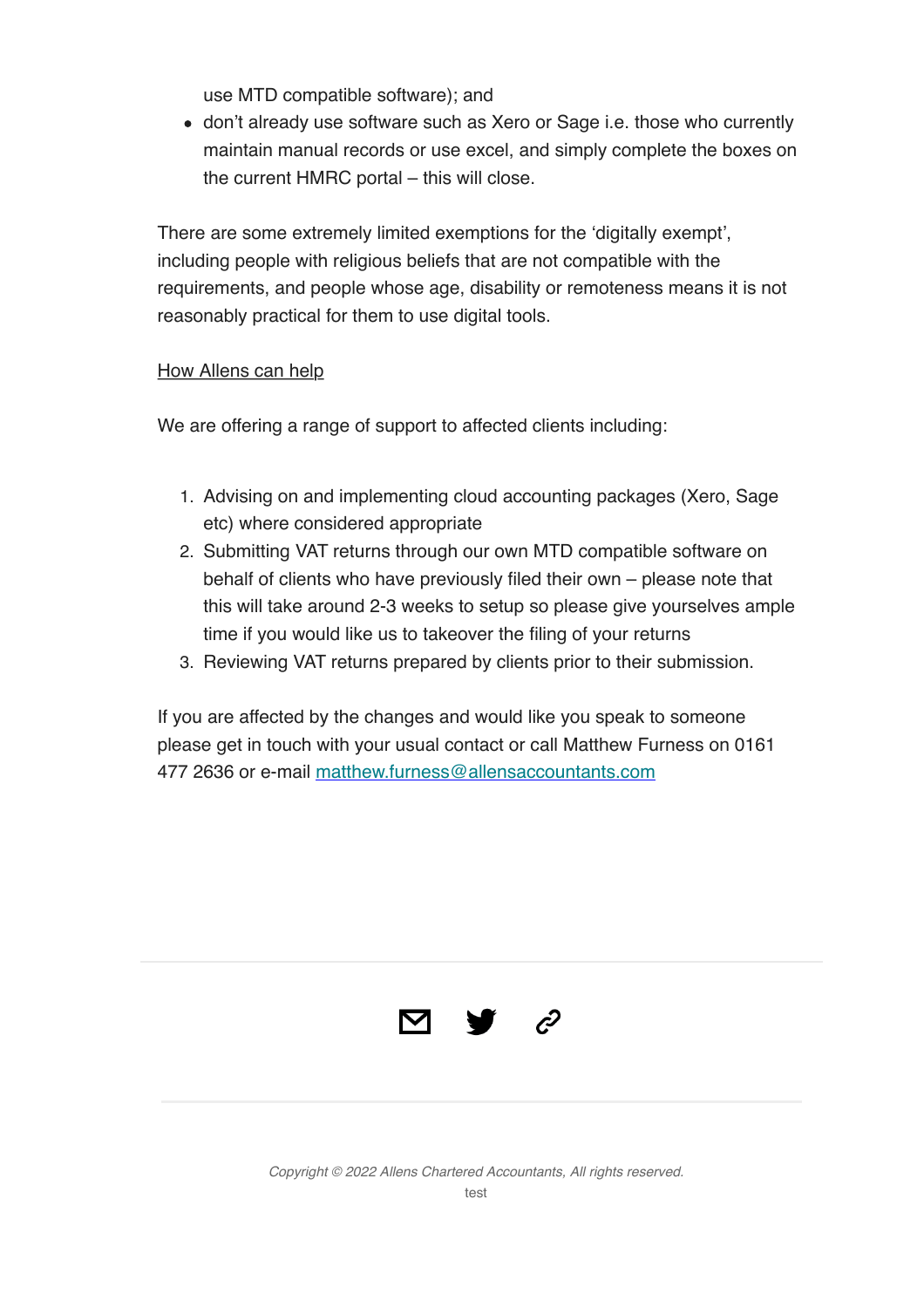use MTD compatible software); and

- don't already use software such as Xero or Sage i.e. those who currently maintain manual records or use excel, and simply complete the boxes on the current HMRC portal – this will close.

There are some extremely limited exemptions for the 'digitally exempt', including people with religious beliefs that are not compatible with the requirements, and people whose age, disability or remoteness means it is not reasonably practical for them to use digital tools.

How Allens can help

We are offering a range of support to affected clients including:

1. Advising on and implementing cloud accounting packages (Xero, Sage etc) where considered appropriate
2. Submitting VAT returns through our own MTD compatible software on behalf of clients who have previously filed their own – please note that this will take around 2-3 weeks to setup so please give yourselves ample time if you would like us to takeover the filing of your returns
3. Reviewing VAT returns prepared by clients prior to their submission.

If you are affected by the changes and would like you speak to someone please get in touch with your usual contact or call Matthew Furness on 0161 477 2636 or e-mail matthew.furness@allensaccountants.com

*Copyright © 2022 Allens Chartered Accountants, All rights reserved.*

test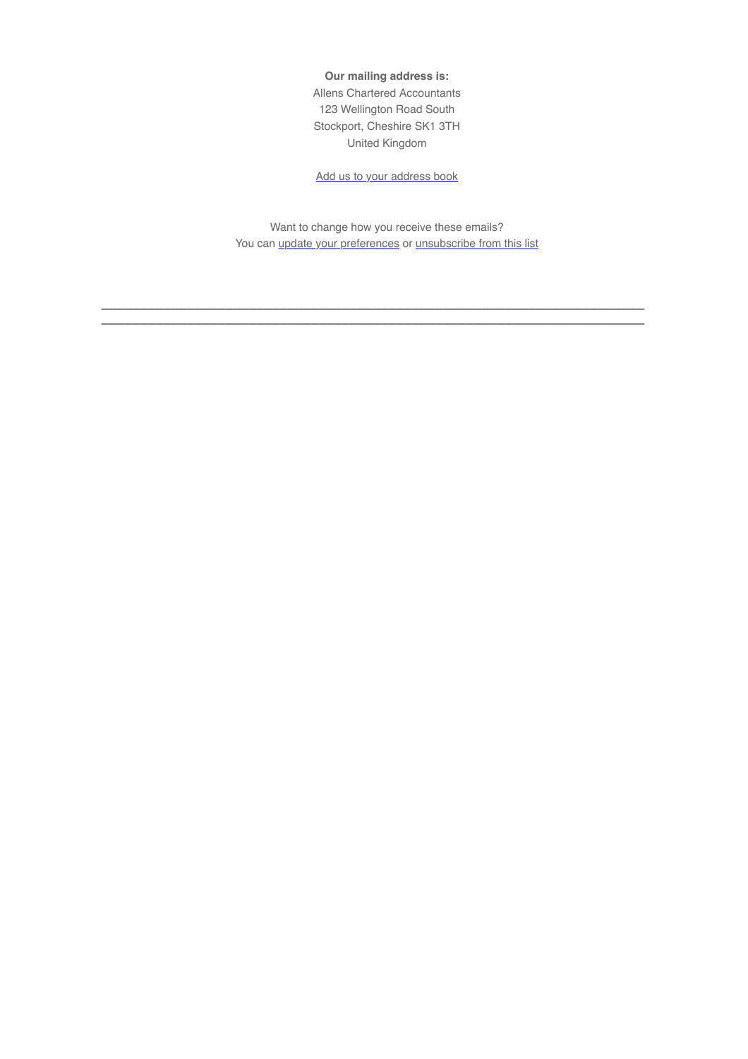**Our mailing address is:**
Allens Chartered Accountants
123 Wellington Road South
Stockport, Cheshire SK1 3TH
United Kingdom

Add us to your address book

Want to change how you receive these emails?
You can update your preferences or unsubscribe from this list

---
---